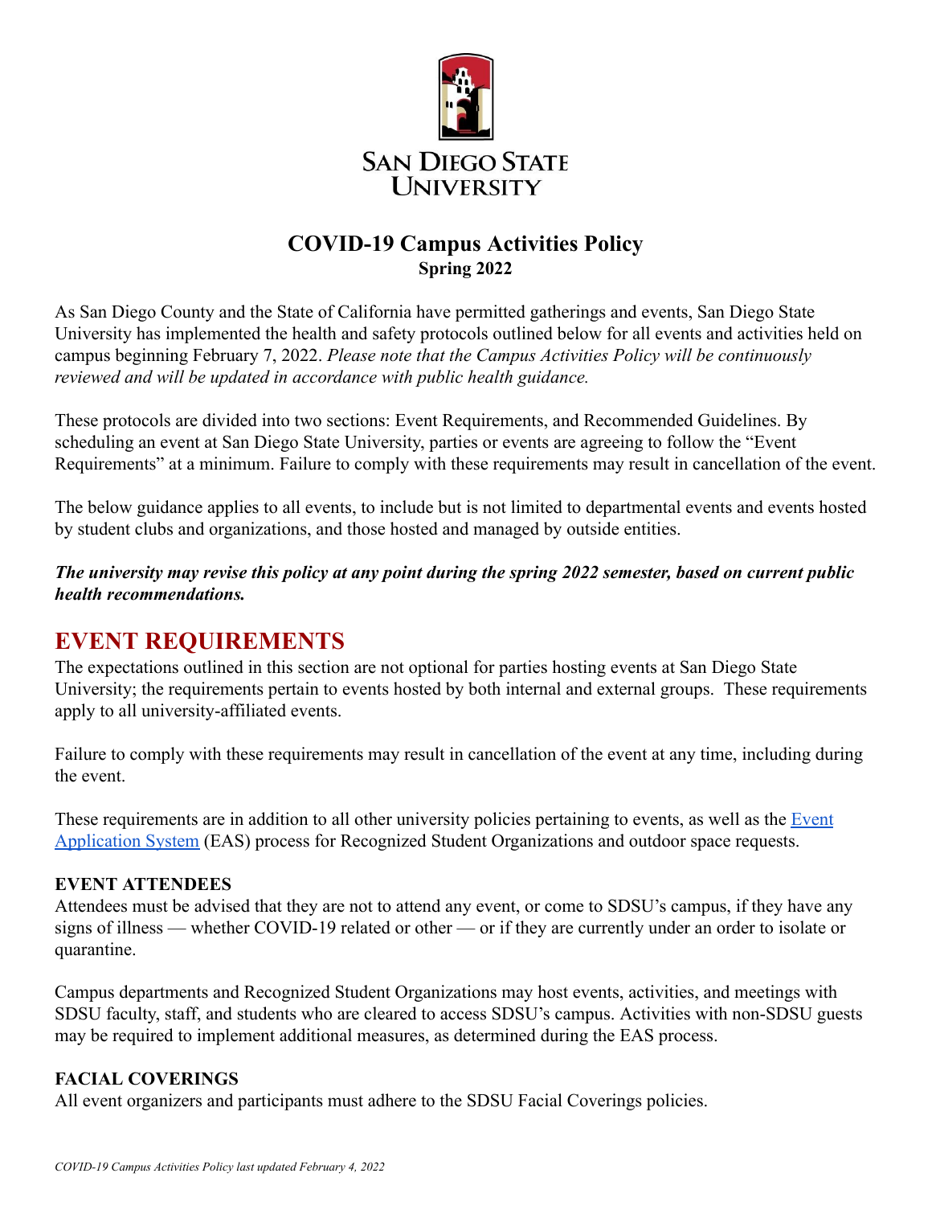SAN DIEGO STATE UNIVERSITY

# COVID-19 Campus Activities Policy

**Spring 2022**

As San Diego County and the State of California have permitted gatherings and events, San Diego State University has implemented the health and safety protocols outlined below for all events and activities held on campus beginning February 7, 2022. *Please note that the Campus Activities Policy will be continuously reviewed and will be updated in accordance with public health guidance.*

These protocols are divided into two sections: Event Requirements, and Recommended Guidelines. By scheduling an event at San Diego State University, parties or events are agreeing to follow the "Event Requirements" at a minimum. Failure to comply with these requirements may result in cancellation of the event.

The below guidance applies to all events, to include but is not limited to departmental events and events hosted by student clubs and organizations, and those hosted and managed by outside entities.

***The university may revise this policy at any point during the spring 2022 semester, based on current public health recommendations.***

## EVENT REQUIREMENTS

The expectations outlined in this section are not optional for parties hosting events at San Diego State University; the requirements pertain to events hosted by both internal and external groups. These requirements apply to all university-affiliated events.

Failure to comply with these requirements may result in cancellation of the event at any time, including during the event.

These requirements are in addition to all other university policies pertaining to events, as well as the Event Application System (EAS) process for Recognized Student Organizations and outdoor space requests.

### EVENT ATTENDEES

Attendees must be advised that they are not to attend any event, or come to SDSU's campus, if they have any signs of illness — whether COVID-19 related or other — or if they are currently under an order to isolate or quarantine.

Campus departments and Recognized Student Organizations may host events, activities, and meetings with SDSU faculty, staff, and students who are cleared to access SDSU's campus. Activities with non-SDSU guests may be required to implement additional measures, as determined during the EAS process.

### FACIAL COVERINGS

All event organizers and participants must adhere to the SDSU Facial Coverings policies.

*COVID-19 Campus Activities Policy last updated February 4, 2022*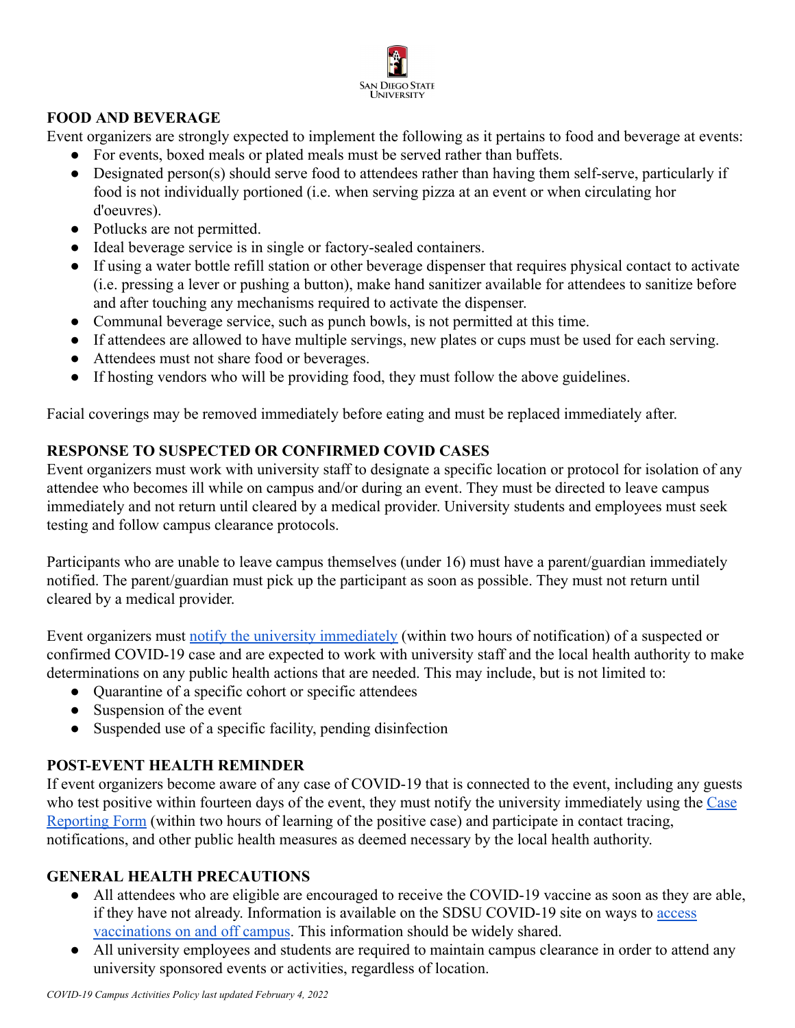## FOOD AND BEVERAGE

Event organizers are strongly expected to implement the following as it pertains to food and beverage at events:

- For events, boxed meals or plated meals must be served rather than buffets.
- Designated person(s) should serve food to attendees rather than having them self-serve, particularly if food is not individually portioned (i.e. when serving pizza at an event or when circulating hor d'oeuvres).
- Potlucks are not permitted.
- Ideal beverage service is in single or factory-sealed containers.
- If using a water bottle refill station or other beverage dispenser that requires physical contact to activate (i.e. pressing a lever or pushing a button), make hand sanitizer available for attendees to sanitize before and after touching any mechanisms required to activate the dispenser.
- Communal beverage service, such as punch bowls, is not permitted at this time.
- If attendees are allowed to have multiple servings, new plates or cups must be used for each serving.
- Attendees must not share food or beverages.
- If hosting vendors who will be providing food, they must follow the above guidelines.

Facial coverings may be removed immediately before eating and must be replaced immediately after.

## RESPONSE TO SUSPECTED OR CONFIRMED COVID CASES

Event organizers must work with university staff to designate a specific location or protocol for isolation of any attendee who becomes ill while on campus and/or during an event. They must be directed to leave campus immediately and not return until cleared by a medical provider. University students and employees must seek testing and follow campus clearance protocols.

Participants who are unable to leave campus themselves (under 16) must have a parent/guardian immediately notified. The parent/guardian must pick up the participant as soon as possible. They must not return until cleared by a medical provider.

Event organizers must notify the university immediately (within two hours of notification) of a suspected or confirmed COVID-19 case and are expected to work with university staff and the local health authority to make determinations on any public health actions that are needed. This may include, but is not limited to:

- Quarantine of a specific cohort or specific attendees
- Suspension of the event
- Suspended use of a specific facility, pending disinfection

## POST-EVENT HEALTH REMINDER

If event organizers become aware of any case of COVID-19 that is connected to the event, including any guests who test positive within fourteen days of the event, they must notify the university immediately using the Case Reporting Form (within two hours of learning of the positive case) and participate in contact tracing, notifications, and other public health measures as deemed necessary by the local health authority.

## GENERAL HEALTH PRECAUTIONS

- All attendees who are eligible are encouraged to receive the COVID-19 vaccine as soon as they are able, if they have not already. Information is available on the SDSU COVID-19 site on ways to access vaccinations on and off campus. This information should be widely shared.
- All university employees and students are required to maintain campus clearance in order to attend any university sponsored events or activities, regardless of location.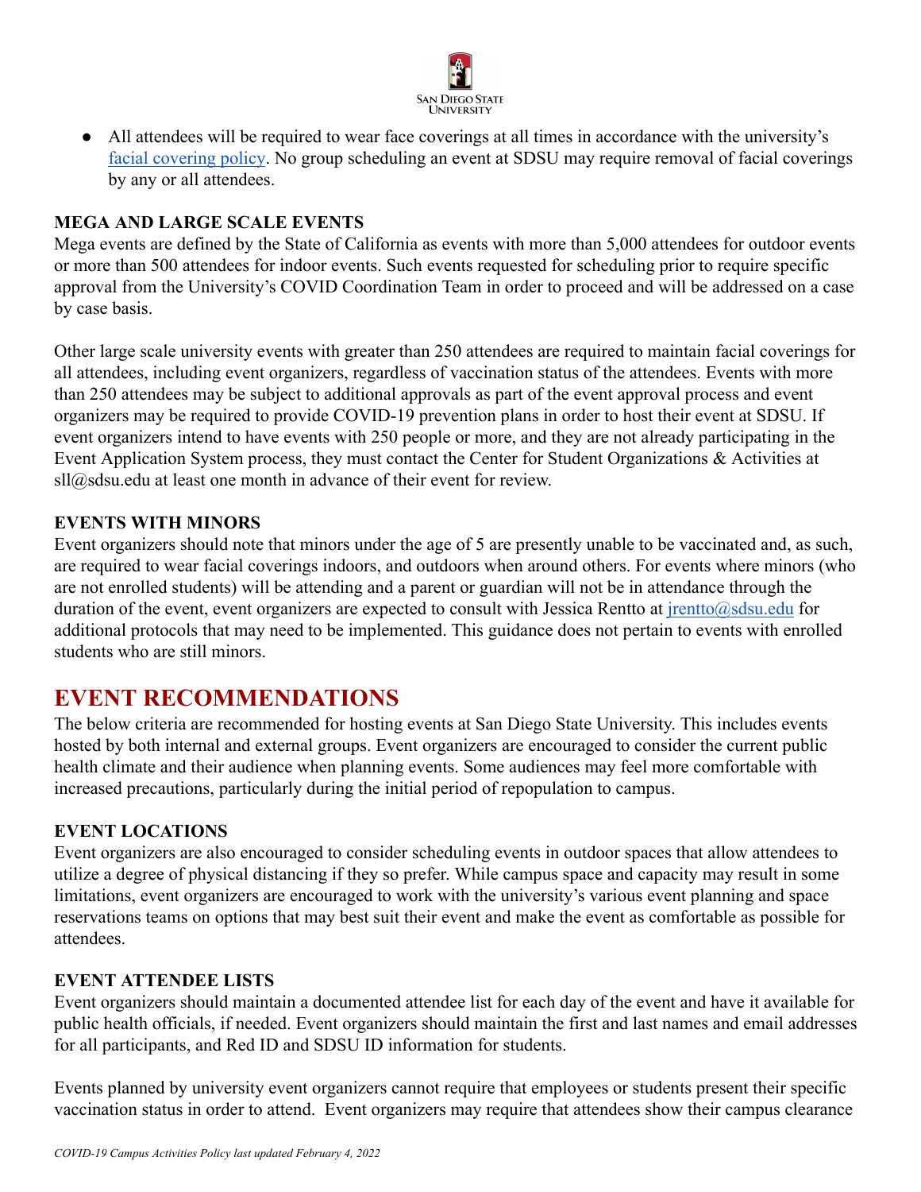- All attendees will be required to wear face coverings at all times in accordance with the university's [facial covering policy](). No group scheduling an event at SDSU may require removal of facial coverings by any or all attendees.

### MEGA AND LARGE SCALE EVENTS

Mega events are defined by the State of California as events with more than 5,000 attendees for outdoor events or more than 500 attendees for indoor events. Such events requested for scheduling prior to require specific approval from the University's COVID Coordination Team in order to proceed and will be addressed on a case by case basis.

Other large scale university events with greater than 250 attendees are required to maintain facial coverings for all attendees, including event organizers, regardless of vaccination status of the attendees. Events with more than 250 attendees may be subject to additional approvals as part of the event approval process and event organizers may be required to provide COVID-19 prevention plans in order to host their event at SDSU. If event organizers intend to have events with 250 people or more, and they are not already participating in the Event Application System process, they must contact the Center for Student Organizations & Activities at sll@sdsu.edu at least one month in advance of their event for review.

### EVENTS WITH MINORS

Event organizers should note that minors under the age of 5 are presently unable to be vaccinated and, as such, are required to wear facial coverings indoors, and outdoors when around others. For events where minors (who are not enrolled students) will be attending and a parent or guardian will not be in attendance through the duration of the event, event organizers are expected to consult with Jessica Rentto at [jrentto@sdsu.edu](mailto:jrentto@sdsu.edu) for additional protocols that may need to be implemented. This guidance does not pertain to events with enrolled students who are still minors.

## EVENT RECOMMENDATIONS

The below criteria are recommended for hosting events at San Diego State University. This includes events hosted by both internal and external groups. Event organizers are encouraged to consider the current public health climate and their audience when planning events. Some audiences may feel more comfortable with increased precautions, particularly during the initial period of repopulation to campus.

### EVENT LOCATIONS

Event organizers are also encouraged to consider scheduling events in outdoor spaces that allow attendees to utilize a degree of physical distancing if they so prefer. While campus space and capacity may result in some limitations, event organizers are encouraged to work with the university's various event planning and space reservations teams on options that may best suit their event and make the event as comfortable as possible for attendees.

### EVENT ATTENDEE LISTS

Event organizers should maintain a documented attendee list for each day of the event and have it available for public health officials, if needed. Event organizers should maintain the first and last names and email addresses for all participants, and Red ID and SDSU ID information for students.

Events planned by university event organizers cannot require that employees or students present their specific vaccination status in order to attend. Event organizers may require that attendees show their campus clearance

*COVID-19 Campus Activities Policy last updated February 4, 2022*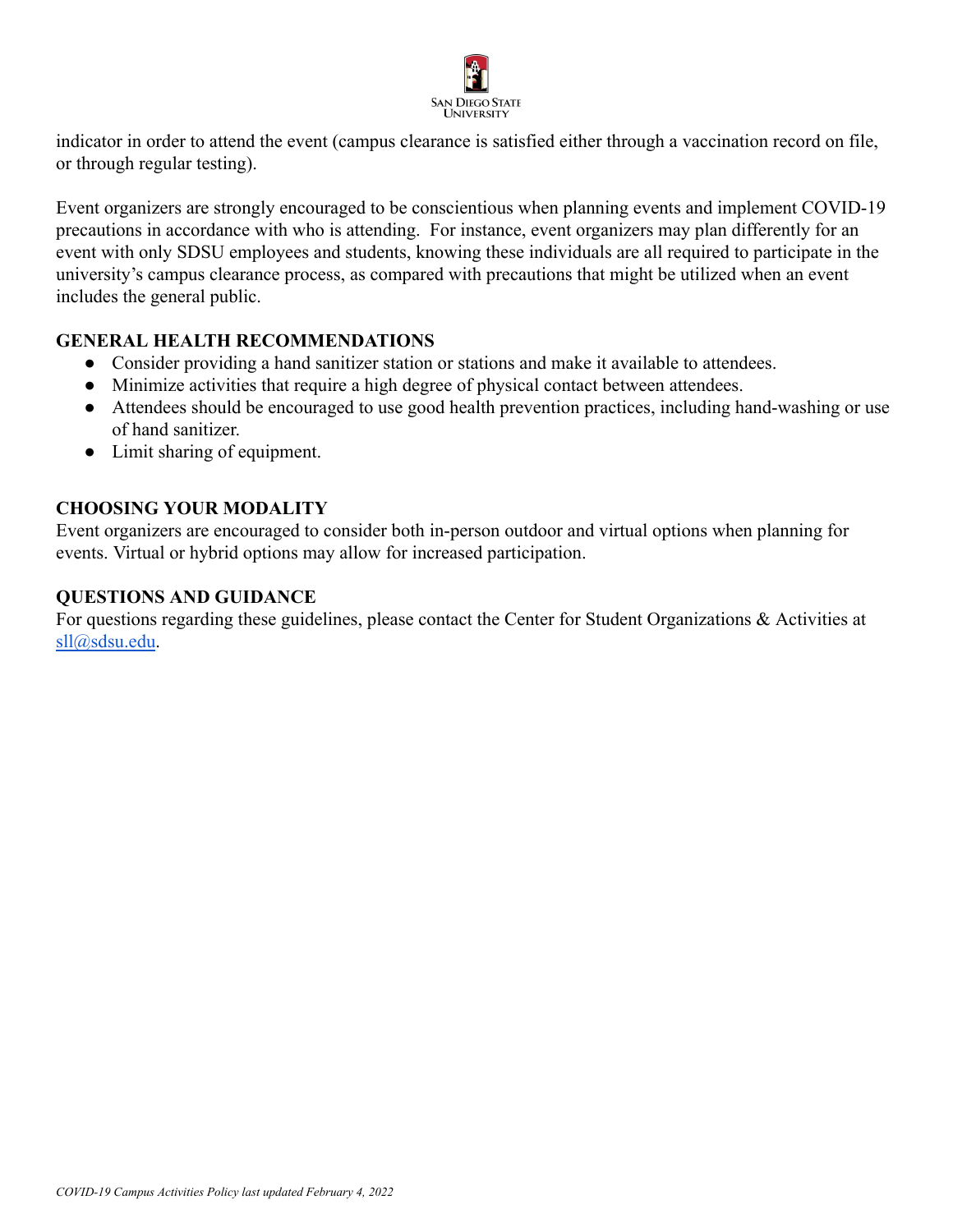indicator in order to attend the event (campus clearance is satisfied either through a vaccination record on file, or through regular testing).

Event organizers are strongly encouraged to be conscientious when planning events and implement COVID-19 precautions in accordance with who is attending. For instance, event organizers may plan differently for an event with only SDSU employees and students, knowing these individuals are all required to participate in the university's campus clearance process, as compared with precautions that might be utilized when an event includes the general public.

## GENERAL HEALTH RECOMMENDATIONS

- Consider providing a hand sanitizer station or stations and make it available to attendees.
- Minimize activities that require a high degree of physical contact between attendees.
- Attendees should be encouraged to use good health prevention practices, including hand-washing or use of hand sanitizer.
- Limit sharing of equipment.

## CHOOSING YOUR MODALITY

Event organizers are encouraged to consider both in-person outdoor and virtual options when planning for events. Virtual or hybrid options may allow for increased participation.

## QUESTIONS AND GUIDANCE

For questions regarding these guidelines, please contact the Center for Student Organizations & Activities at [sll@sdsu.edu](mailto:sll@sdsu.edu).